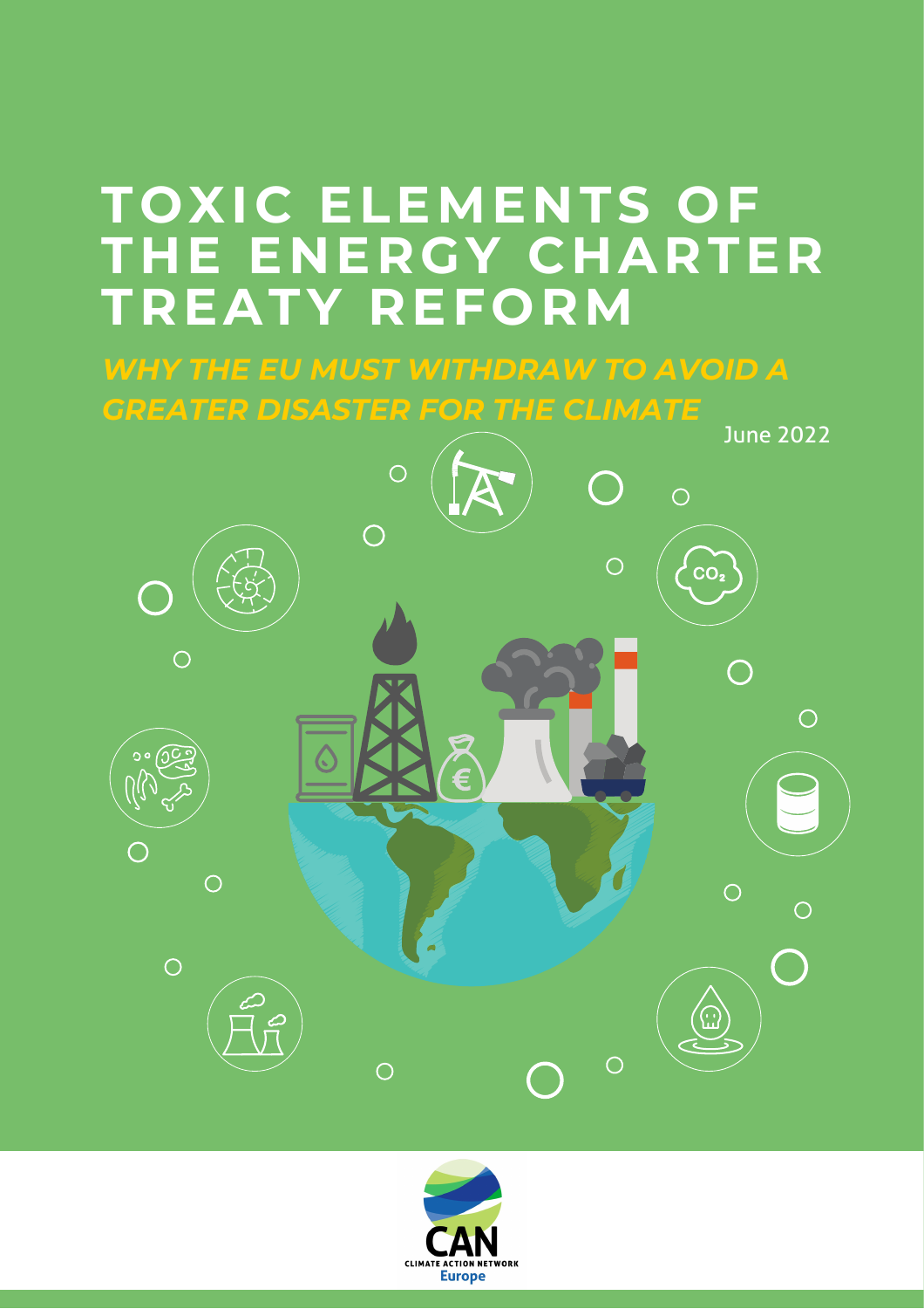# TOXIC ELEMENTS OF THE ENERGY CHARTER TREATY REFORM

## *WHY THE EU MUST WITHDRAW TO AVOID A GREATER DISASTER FOR THE CLIMATE*

June 2022

CAN
CLIMATE ACTION NETWORK
Europe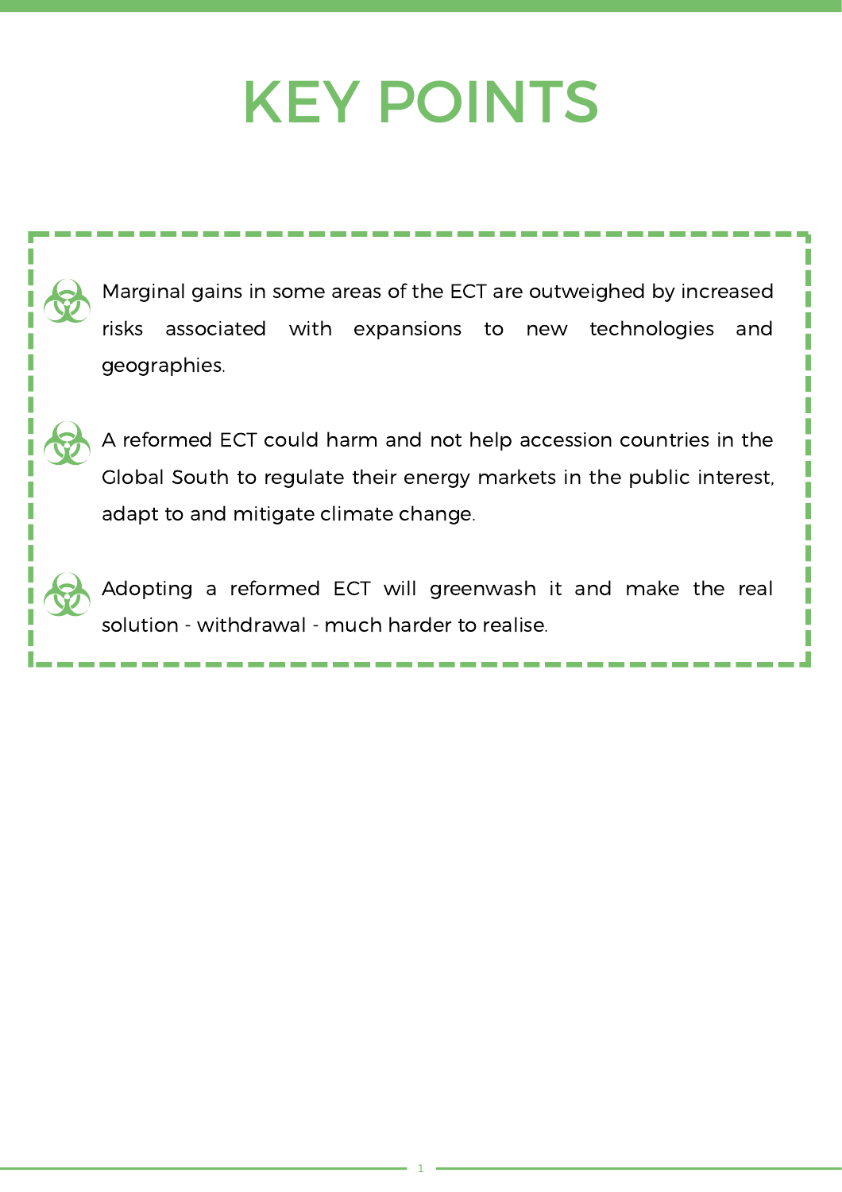# KEY POINTS

- Marginal gains in some areas of the ECT are outweighed by increased risks associated with expansions to new technologies and geographies.

- A reformed ECT could harm and not help accession countries in the Global South to regulate their energy markets in the public interest, adapt to and mitigate climate change.

- Adopting a reformed ECT will greenwash it and make the real solution - withdrawal - much harder to realise.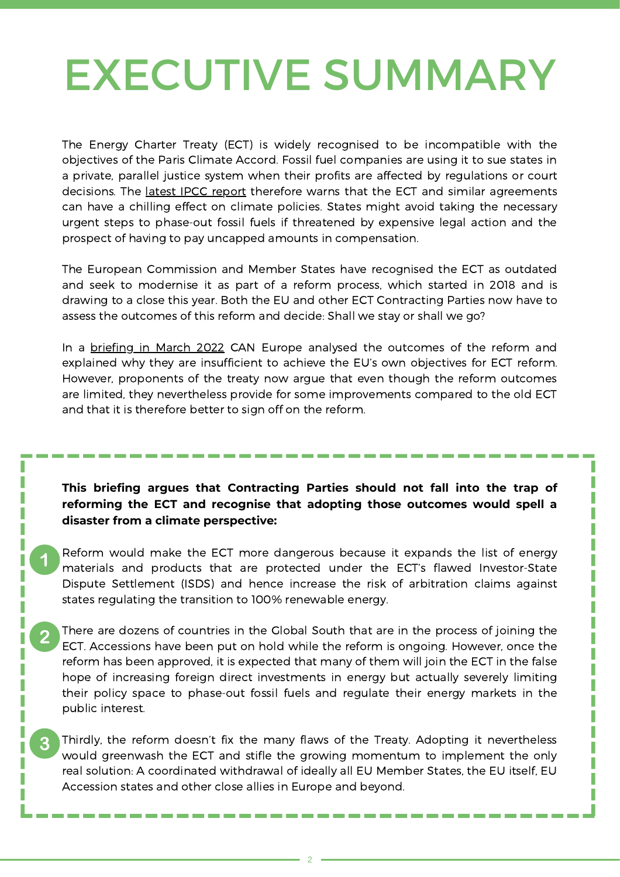# EXECUTIVE SUMMARY

The Energy Charter Treaty (ECT) is widely recognised to be incompatible with the objectives of the Paris Climate Accord. Fossil fuel companies are using it to sue states in a private, parallel justice system when their profits are affected by regulations or court decisions. The latest IPCC report therefore warns that the ECT and similar agreements can have a chilling effect on climate policies. States might avoid taking the necessary urgent steps to phase-out fossil fuels if threatened by expensive legal action and the prospect of having to pay uncapped amounts in compensation.

The European Commission and Member States have recognised the ECT as outdated and seek to modernise it as part of a reform process, which started in 2018 and is drawing to a close this year. Both the EU and other ECT Contracting Parties now have to assess the outcomes of this reform and decide: Shall we stay or shall we go?

In a briefing in March 2022 CAN Europe analysed the outcomes of the reform and explained why they are insufficient to achieve the EU's own objectives for ECT reform. However, proponents of the treaty now argue that even though the reform outcomes are limited, they nevertheless provide for some improvements compared to the old ECT and that it is therefore better to sign off on the reform.

**This briefing argues that Contracting Parties should not fall into the trap of reforming the ECT and recognise that adopting those outcomes would spell a disaster from a climate perspective:**

1. Reform would make the ECT more dangerous because it expands the list of energy materials and products that are protected under the ECT's flawed Investor-State Dispute Settlement (ISDS) and hence increase the risk of arbitration claims against states regulating the transition to 100% renewable energy.

2. There are dozens of countries in the Global South that are in the process of joining the ECT. Accessions have been put on hold while the reform is ongoing. However, once the reform has been approved, it is expected that many of them will join the ECT in the false hope of increasing foreign direct investments in energy but actually severely limiting their policy space to phase-out fossil fuels and regulate their energy markets in the public interest.

3. Thirdly, the reform doesn't fix the many flaws of the Treaty. Adopting it nevertheless would greenwash the ECT and stifle the growing momentum to implement the only real solution: A coordinated withdrawal of ideally all EU Member States, the EU itself, EU Accession states and other close allies in Europe and beyond.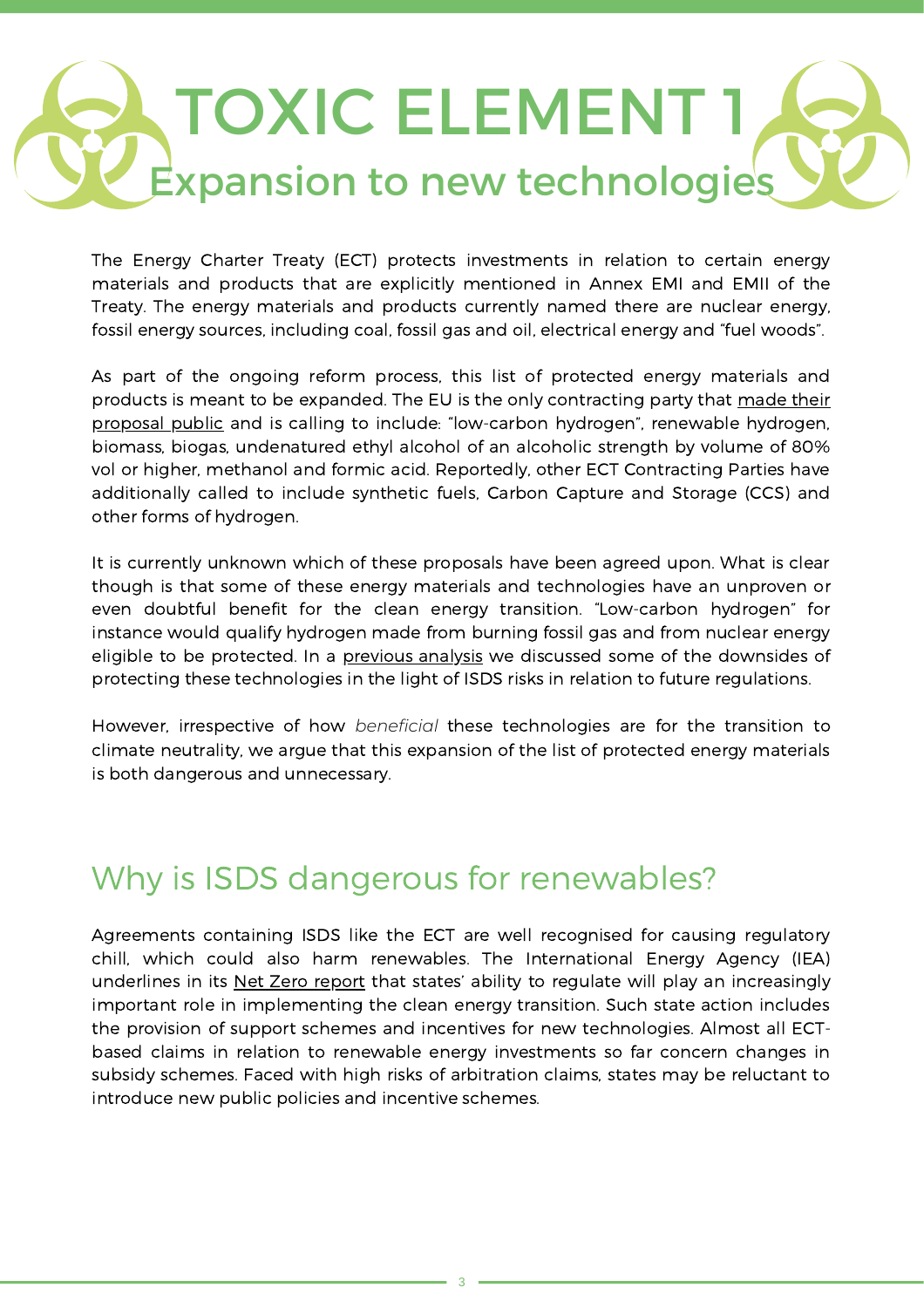# TOXIC ELEMENT 1

## Expansion to new technologies

The Energy Charter Treaty (ECT) protects investments in relation to certain energy materials and products that are explicitly mentioned in Annex EMI and EMII of the Treaty. The energy materials and products currently named there are nuclear energy, fossil energy sources, including coal, fossil gas and oil, electrical energy and "fuel woods".

As part of the ongoing reform process, this list of protected energy materials and products is meant to be expanded. The EU is the only contracting party that made their proposal public and is calling to include: "low-carbon hydrogen", renewable hydrogen, biomass, biogas, undenatured ethyl alcohol of an alcoholic strength by volume of 80% vol or higher, methanol and formic acid. Reportedly, other ECT Contracting Parties have additionally called to include synthetic fuels, Carbon Capture and Storage (CCS) and other forms of hydrogen.

It is currently unknown which of these proposals have been agreed upon. What is clear though is that some of these energy materials and technologies have an unproven or even doubtful benefit for the clean energy transition. "Low-carbon hydrogen" for instance would qualify hydrogen made from burning fossil gas and from nuclear energy eligible to be protected. In a previous analysis we discussed some of the downsides of protecting these technologies in the light of ISDS risks in relation to future regulations.

However, irrespective of how *beneficial* these technologies are for the transition to climate neutrality, we argue that this expansion of the list of protected energy materials is both dangerous and unnecessary.

## Why is ISDS dangerous for renewables?

Agreements containing ISDS like the ECT are well recognised for causing regulatory chill, which could also harm renewables. The International Energy Agency (IEA) underlines in its Net Zero report that states' ability to regulate will play an increasingly important role in implementing the clean energy transition. Such state action includes the provision of support schemes and incentives for new technologies. Almost all ECT-based claims in relation to renewable energy investments so far concern changes in subsidy schemes. Faced with high risks of arbitration claims, states may be reluctant to introduce new public policies and incentive schemes.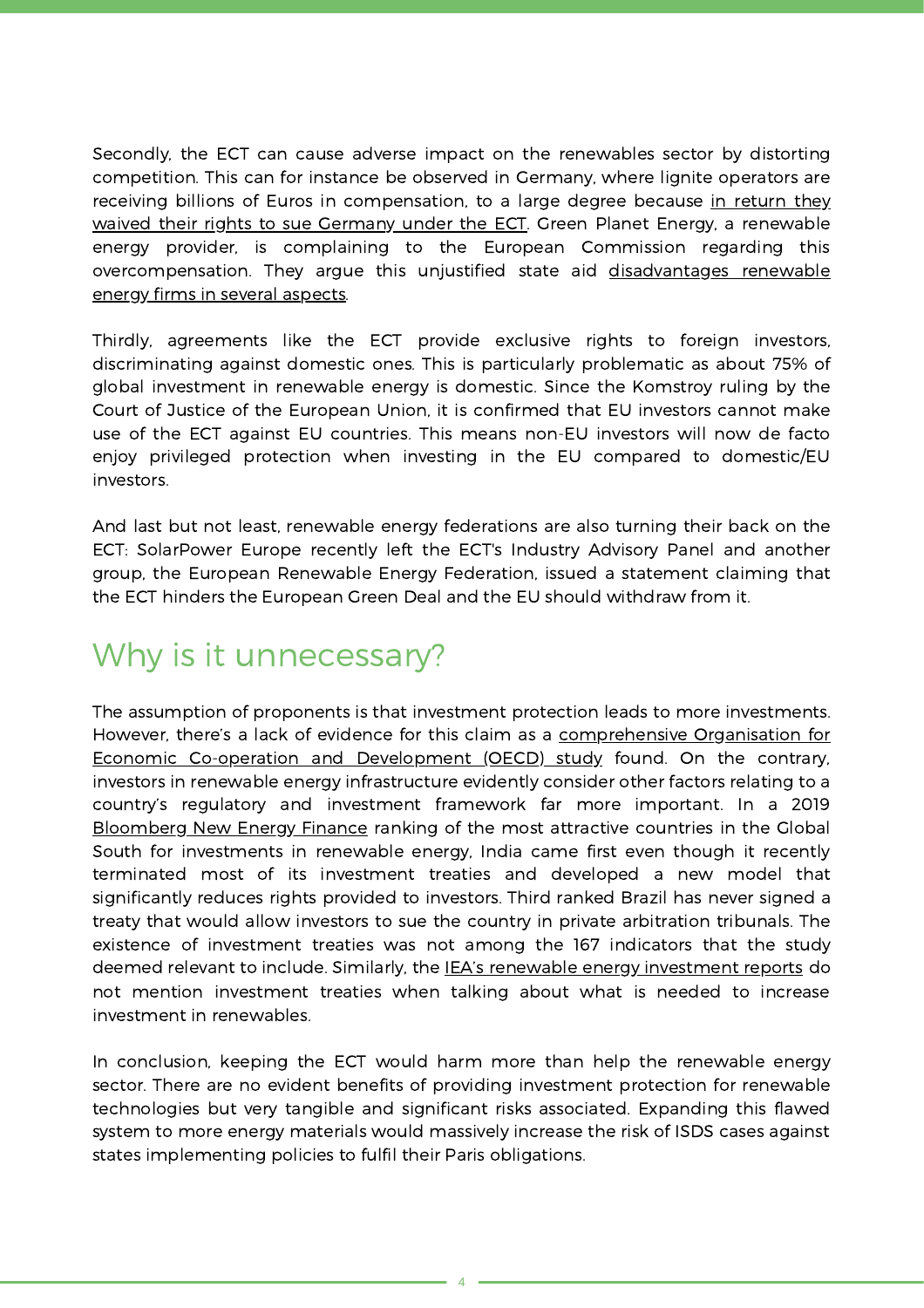Secondly, the ECT can cause adverse impact on the renewables sector by distorting competition. This can for instance be observed in Germany, where lignite operators are receiving billions of Euros in compensation, to a large degree because in return they waived their rights to sue Germany under the ECT. Green Planet Energy, a renewable energy provider, is complaining to the European Commission regarding this overcompensation. They argue this unjustified state aid disadvantages renewable energy firms in several aspects.

Thirdly, agreements like the ECT provide exclusive rights to foreign investors, discriminating against domestic ones. This is particularly problematic as about 75% of global investment in renewable energy is domestic. Since the Komstroy ruling by the Court of Justice of the European Union, it is confirmed that EU investors cannot make use of the ECT against EU countries. This means non-EU investors will now de facto enjoy privileged protection when investing in the EU compared to domestic/EU investors.

And last but not least, renewable energy federations are also turning their back on the ECT: SolarPower Europe recently left the ECT's Industry Advisory Panel and another group, the European Renewable Energy Federation, issued a statement claiming that the ECT hinders the European Green Deal and the EU should withdraw from it.

## Why is it unnecessary?

The assumption of proponents is that investment protection leads to more investments. However, there's a lack of evidence for this claim as a comprehensive Organisation for Economic Co-operation and Development (OECD) study found. On the contrary, investors in renewable energy infrastructure evidently consider other factors relating to a country's regulatory and investment framework far more important. In a 2019 Bloomberg New Energy Finance ranking of the most attractive countries in the Global South for investments in renewable energy, India came first even though it recently terminated most of its investment treaties and developed a new model that significantly reduces rights provided to investors. Third ranked Brazil has never signed a treaty that would allow investors to sue the country in private arbitration tribunals. The existence of investment treaties was not among the 167 indicators that the study deemed relevant to include. Similarly, the IEA's renewable energy investment reports do not mention investment treaties when talking about what is needed to increase investment in renewables.

In conclusion, keeping the ECT would harm more than help the renewable energy sector. There are no evident benefits of providing investment protection for renewable technologies but very tangible and significant risks associated. Expanding this flawed system to more energy materials would massively increase the risk of ISDS cases against states implementing policies to fulfil their Paris obligations.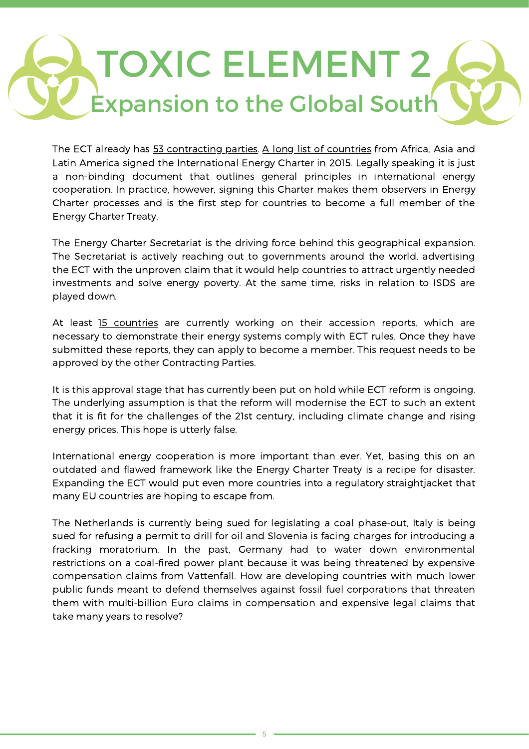# TOXIC ELEMENT 2

## Expansion to the Global South

The ECT already has 53 contracting parties. A long list of countries from Africa, Asia and Latin America signed the International Energy Charter in 2015. Legally speaking it is just a non-binding document that outlines general principles in international energy cooperation. In practice, however, signing this Charter makes them observers in Energy Charter processes and is the first step for countries to become a full member of the Energy Charter Treaty.

The Energy Charter Secretariat is the driving force behind this geographical expansion. The Secretariat is actively reaching out to governments around the world, advertising the ECT with the unproven claim that it would help countries to attract urgently needed investments and solve energy poverty. At the same time, risks in relation to ISDS are played down.

At least 15 countries are currently working on their accession reports, which are necessary to demonstrate their energy systems comply with ECT rules. Once they have submitted these reports, they can apply to become a member. This request needs to be approved by the other Contracting Parties.

It is this approval stage that has currently been put on hold while ECT reform is ongoing. The underlying assumption is that the reform will modernise the ECT to such an extent that it is fit for the challenges of the 21st century, including climate change and rising energy prices. This hope is utterly false.

International energy cooperation is more important than ever. Yet, basing this on an outdated and flawed framework like the Energy Charter Treaty is a recipe for disaster. Expanding the ECT would put even more countries into a regulatory straightjacket that many EU countries are hoping to escape from.

The Netherlands is currently being sued for legislating a coal phase-out, Italy is being sued for refusing a permit to drill for oil and Slovenia is facing charges for introducing a fracking moratorium. In the past, Germany had to water down environmental restrictions on a coal-fired power plant because it was being threatened by expensive compensation claims from Vattenfall. How are developing countries with much lower public funds meant to defend themselves against fossil fuel corporations that threaten them with multi-billion Euro claims in compensation and expensive legal claims that take many years to resolve?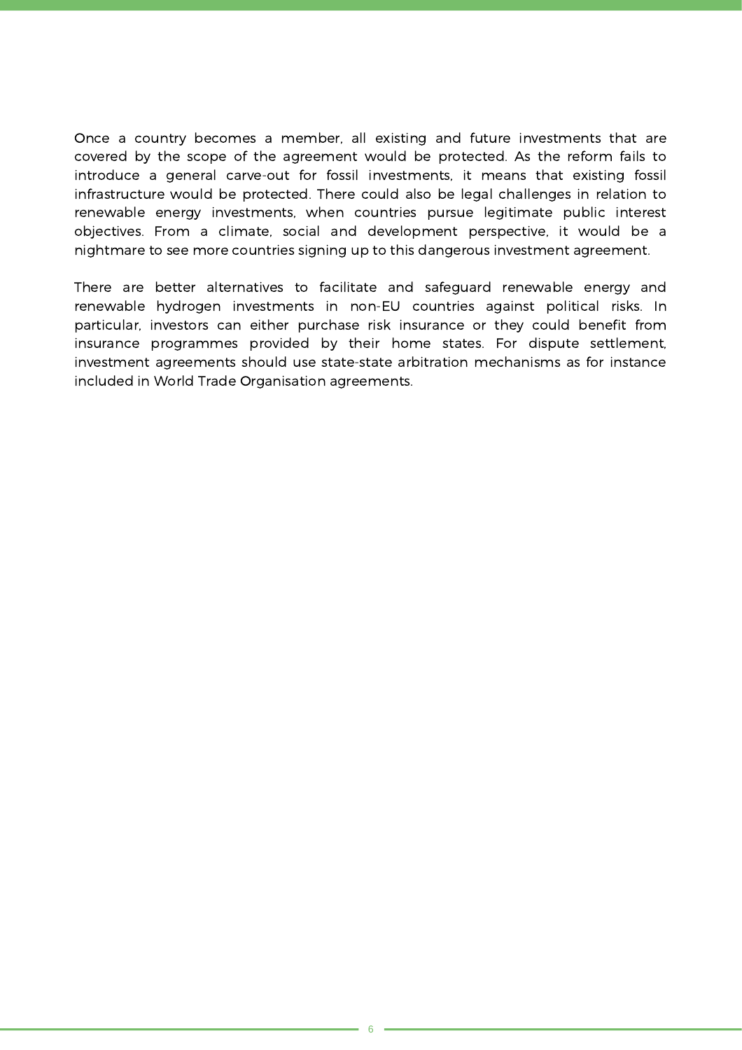Once a country becomes a member, all existing and future investments that are covered by the scope of the agreement would be protected. As the reform fails to introduce a general carve-out for fossil investments, it means that existing fossil infrastructure would be protected. There could also be legal challenges in relation to renewable energy investments, when countries pursue legitimate public interest objectives. From a climate, social and development perspective, it would be a nightmare to see more countries signing up to this dangerous investment agreement.

There are better alternatives to facilitate and safeguard renewable energy and renewable hydrogen investments in non-EU countries against political risks. In particular, investors can either purchase risk insurance or they could benefit from insurance programmes provided by their home states. For dispute settlement, investment agreements should use state-state arbitration mechanisms as for instance included in World Trade Organisation agreements.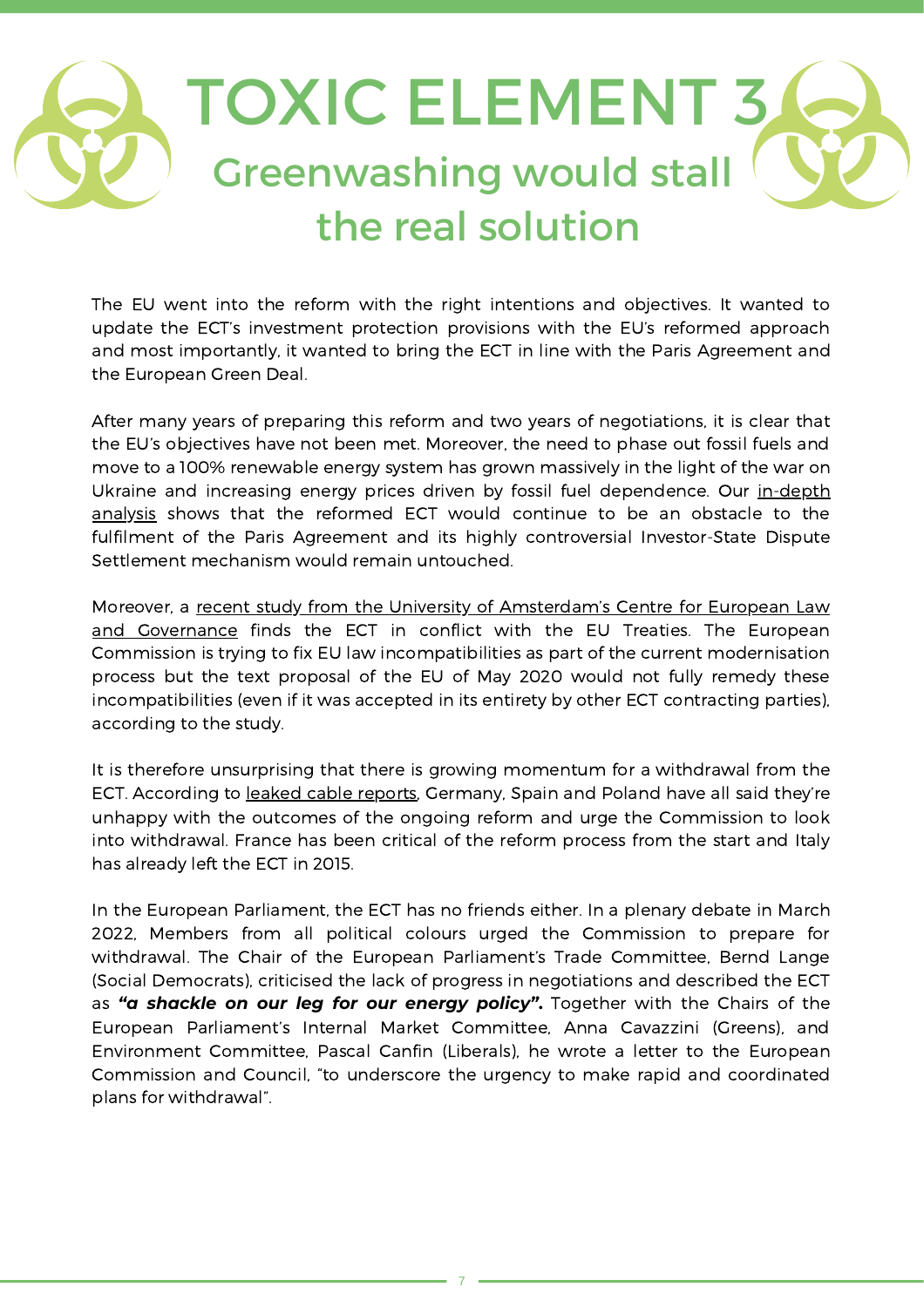# TOXIC ELEMENT 3

## Greenwashing would stall the real solution

The EU went into the reform with the right intentions and objectives. It wanted to update the ECT's investment protection provisions with the EU's reformed approach and most importantly, it wanted to bring the ECT in line with the Paris Agreement and the European Green Deal.

After many years of preparing this reform and two years of negotiations, it is clear that the EU's objectives have not been met. Moreover, the need to phase out fossil fuels and move to a 100% renewable energy system has grown massively in the light of the war on Ukraine and increasing energy prices driven by fossil fuel dependence. Our in-depth analysis shows that the reformed ECT would continue to be an obstacle to the fulfilment of the Paris Agreement and its highly controversial Investor-State Dispute Settlement mechanism would remain untouched.

Moreover, a recent study from the University of Amsterdam's Centre for European Law and Governance finds the ECT in conflict with the EU Treaties. The European Commission is trying to fix EU law incompatibilities as part of the current modernisation process but the text proposal of the EU of May 2020 would not fully remedy these incompatibilities (even if it was accepted in its entirety by other ECT contracting parties), according to the study.

It is therefore unsurprising that there is growing momentum for a withdrawal from the ECT. According to leaked cable reports, Germany, Spain and Poland have all said they're unhappy with the outcomes of the ongoing reform and urge the Commission to look into withdrawal. France has been critical of the reform process from the start and Italy has already left the ECT in 2015.

In the European Parliament, the ECT has no friends either. In a plenary debate in March 2022, Members from all political colours urged the Commission to prepare for withdrawal. The Chair of the European Parliament's Trade Committee, Bernd Lange (Social Democrats), criticised the lack of progress in negotiations and described the ECT as ***"a shackle on our leg for our energy policy".*** Together with the Chairs of the European Parliament's Internal Market Committee, Anna Cavazzini (Greens), and Environment Committee, Pascal Canfin (Liberals), he wrote a letter to the European Commission and Council, "to underscore the urgency to make rapid and coordinated plans for withdrawal".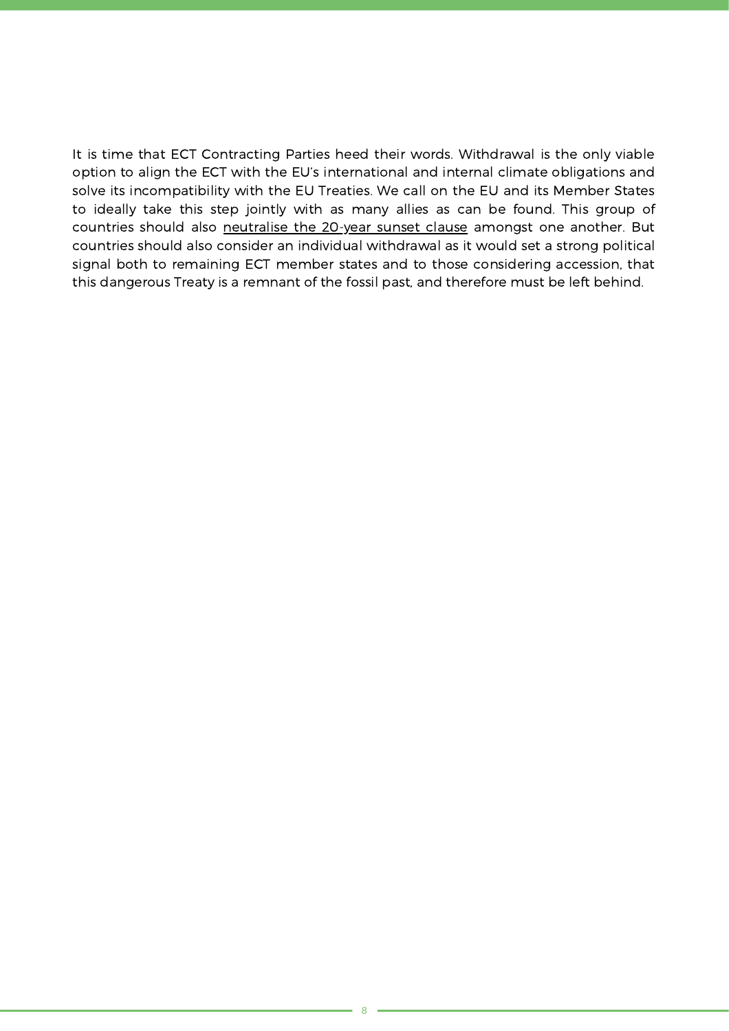It is time that ECT Contracting Parties heed their words. Withdrawal is the only viable option to align the ECT with the EU's international and internal climate obligations and solve its incompatibility with the EU Treaties. We call on the EU and its Member States to ideally take this step jointly with as many allies as can be found. This group of countries should also neutralise the 20-year sunset clause amongst one another. But countries should also consider an individual withdrawal as it would set a strong political signal both to remaining ECT member states and to those considering accession, that this dangerous Treaty is a remnant of the fossil past, and therefore must be left behind.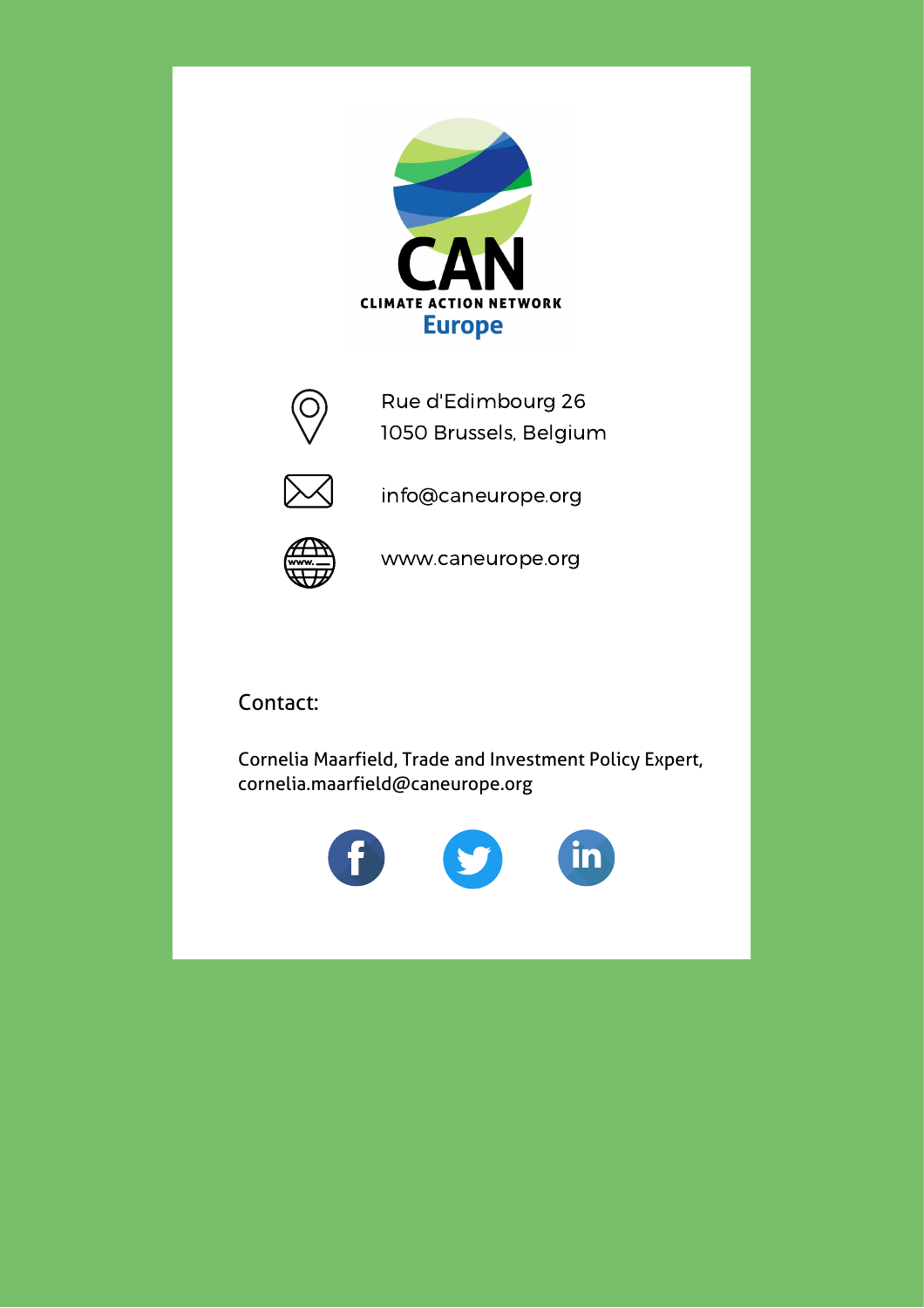CAN
CLIMATE ACTION NETWORK
Europe

Rue d'Edimbourg 26
1050 Brussels, Belgium

info@caneurope.org

www.caneurope.org

Contact:

Cornelia Maarfield, Trade and Investment Policy Expert,
cornelia.maarfield@caneurope.org